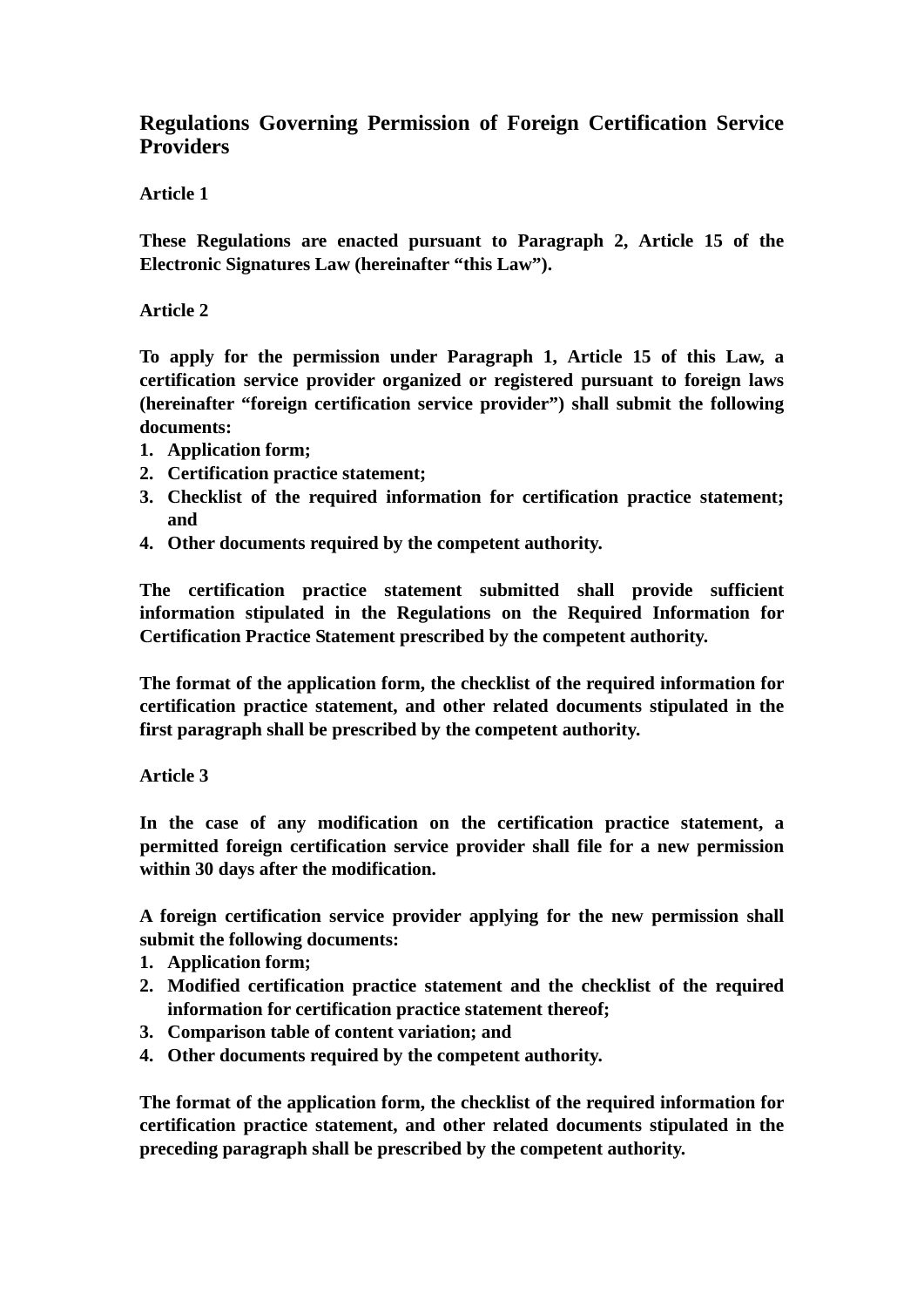# Regulations Governing Permission of Foreign Certification Service Providers

## Article 1

These Regulations are enacted pursuant to Paragraph 2, Article 15 of the Electronic Signatures Law (hereinafter "this Law").

## Article 2

To apply for the permission under Paragraph 1, Article 15 of this Law, a certification service provider organized or registered pursuant to foreign laws (hereinafter "foreign certification service provider") shall submit the following documents:

1. Application form;
2. Certification practice statement;
3. Checklist of the required information for certification practice statement; and
4. Other documents required by the competent authority.

The certification practice statement submitted shall provide sufficient information stipulated in the Regulations on the Required Information for Certification Practice Statement prescribed by the competent authority.

The format of the application form, the checklist of the required information for certification practice statement, and other related documents stipulated in the first paragraph shall be prescribed by the competent authority.

## Article 3

In the case of any modification on the certification practice statement, a permitted foreign certification service provider shall file for a new permission within 30 days after the modification.

A foreign certification service provider applying for the new permission shall submit the following documents:

1. Application form;
2. Modified certification practice statement and the checklist of the required information for certification practice statement thereof;
3. Comparison table of content variation; and
4. Other documents required by the competent authority.

The format of the application form, the checklist of the required information for certification practice statement, and other related documents stipulated in the preceding paragraph shall be prescribed by the competent authority.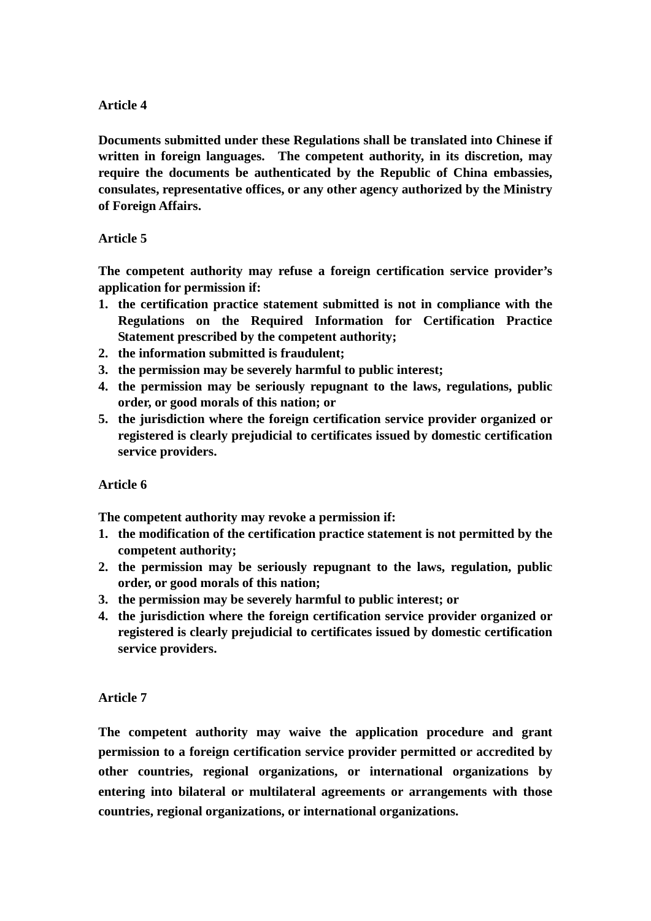**Article 4**

**Documents submitted under these Regulations shall be translated into Chinese if written in foreign languages. The competent authority, in its discretion, may require the documents be authenticated by the Republic of China embassies, consulates, representative offices, or any other agency authorized by the Ministry of Foreign Affairs.**

**Article 5**

**The competent authority may refuse a foreign certification service provider's application for permission if:**

1. **the certification practice statement submitted is not in compliance with the Regulations on the Required Information for Certification Practice Statement prescribed by the competent authority;**
2. **the information submitted is fraudulent;**
3. **the permission may be severely harmful to public interest;**
4. **the permission may be seriously repugnant to the laws, regulations, public order, or good morals of this nation; or**
5. **the jurisdiction where the foreign certification service provider organized or registered is clearly prejudicial to certificates issued by domestic certification service providers.**

**Article 6**

**The competent authority may revoke a permission if:**

1. **the modification of the certification practice statement is not permitted by the competent authority;**
2. **the permission may be seriously repugnant to the laws, regulation, public order, or good morals of this nation;**
3. **the permission may be severely harmful to public interest; or**
4. **the jurisdiction where the foreign certification service provider organized or registered is clearly prejudicial to certificates issued by domestic certification service providers.**

**Article 7**

**The competent authority may waive the application procedure and grant permission to a foreign certification service provider permitted or accredited by other countries, regional organizations, or international organizations by entering into bilateral or multilateral agreements or arrangements with those countries, regional organizations, or international organizations.**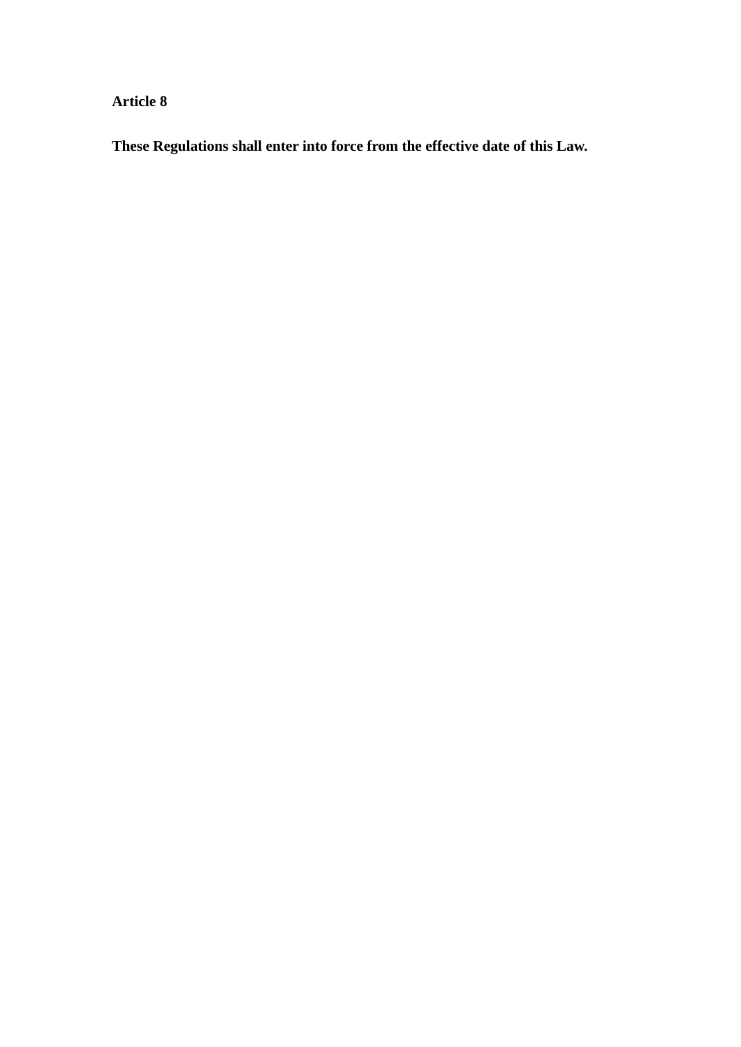**Article 8**

**These Regulations shall enter into force from the effective date of this Law.**